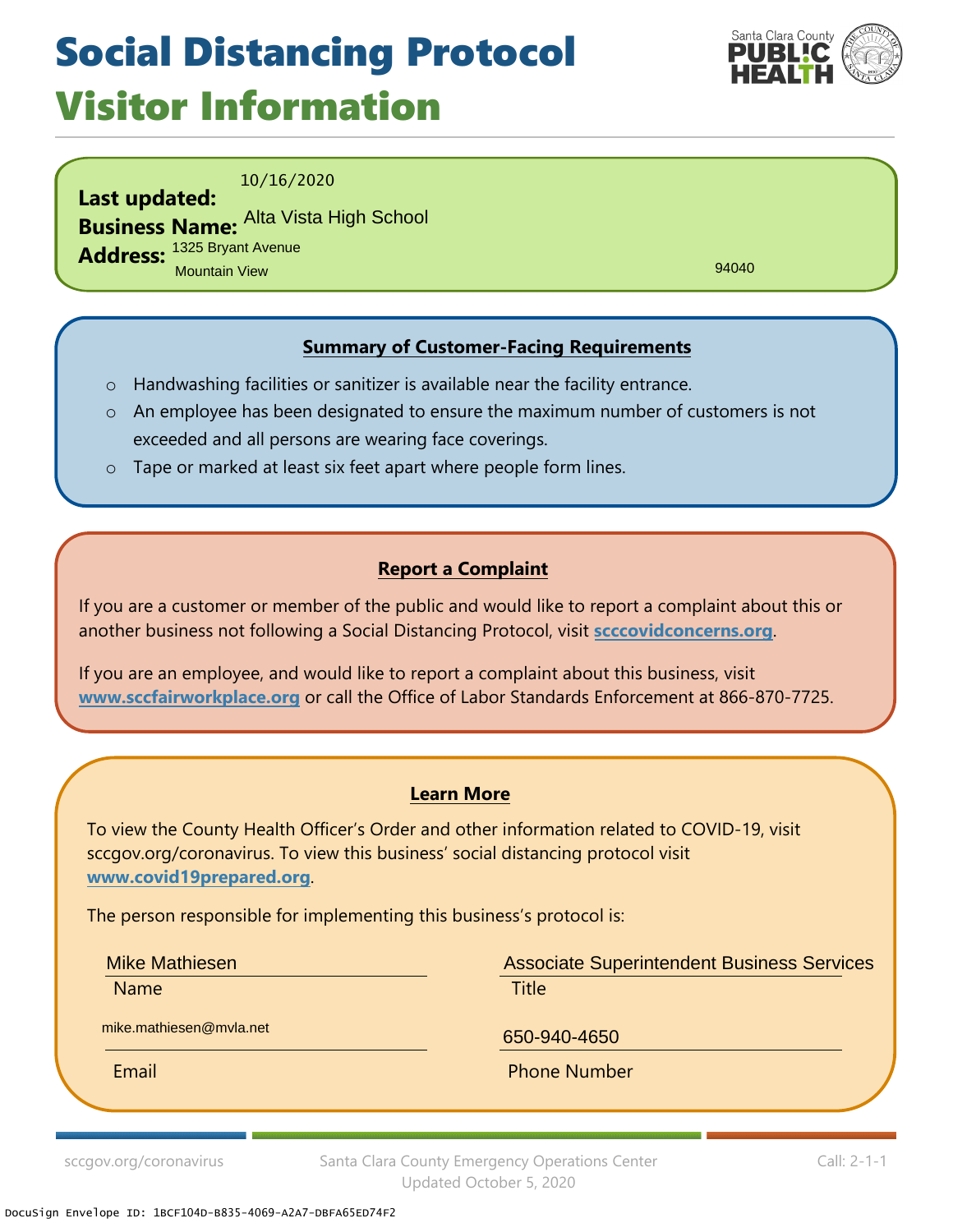# Social Distancing Protocol

# Visitor Information

**Last updated:** 10/16/2020

**Business Name:** Alta Vista High School

**Address:** 1325 Bryant Avenue
Mountain View 94040

## Summary of Customer-Facing Requirements

- Handwashing facilities or sanitizer is available near the facility entrance.
- An employee has been designated to ensure the maximum number of customers is not exceeded and all persons are wearing face coverings.
- Tape or marked at least six feet apart where people form lines.

## Report a Complaint

If you are a customer or member of the public and would like to report a complaint about this or another business not following a Social Distancing Protocol, visit **scccovidconcerns.org**.

If you are an employee, and would like to report a complaint about this business, visit **www.sccfairworkplace.org** or call the Office of Labor Standards Enforcement at 866-870-7725.

## Learn More

To view the County Health Officer's Order and other information related to COVID-19, visit sccgov.org/coronavirus. To view this business' social distancing protocol visit **www.covid19prepared.org**.

The person responsible for implementing this business's protocol is:

Name: Mike Mathiesen

Title: Associate Superintendent Business Services

Email: mike.mathiesen@mvla.net

Phone Number: 650-940-4650

sccgov.org/coronavirus — Santa Clara County Emergency Operations Center — Call: 2-1-1
Updated October 5, 2020

DocuSign Envelope ID: 1BCF104D-B835-4069-A2A7-DBFA65ED74F2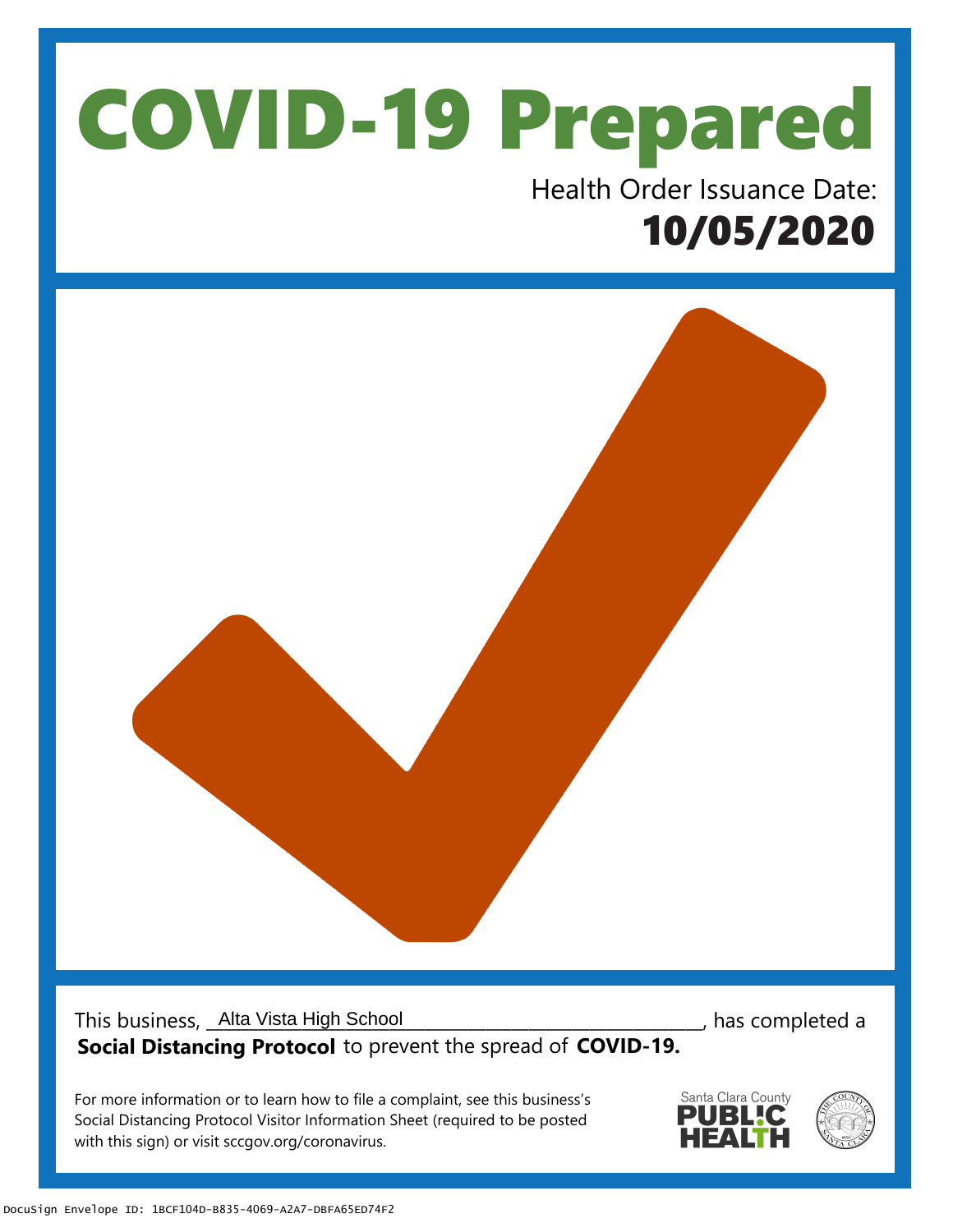# COVID-19 Prepared

Health Order Issuance Date:

**10/05/2020**

This business, Alta Vista High School, has completed a **Social Distancing Protocol** to prevent the spread of **COVID-19.**

For more information or to learn how to file a complaint, see this business's Social Distancing Protocol Visitor Information Sheet (required to be posted with this sign) or visit sccgov.org/coronavirus.

Santa Clara County PUBLIC HEALTH

DocuSign Envelope ID: 1BCF104D-B835-4069-A2A7-DBFA65ED74F2